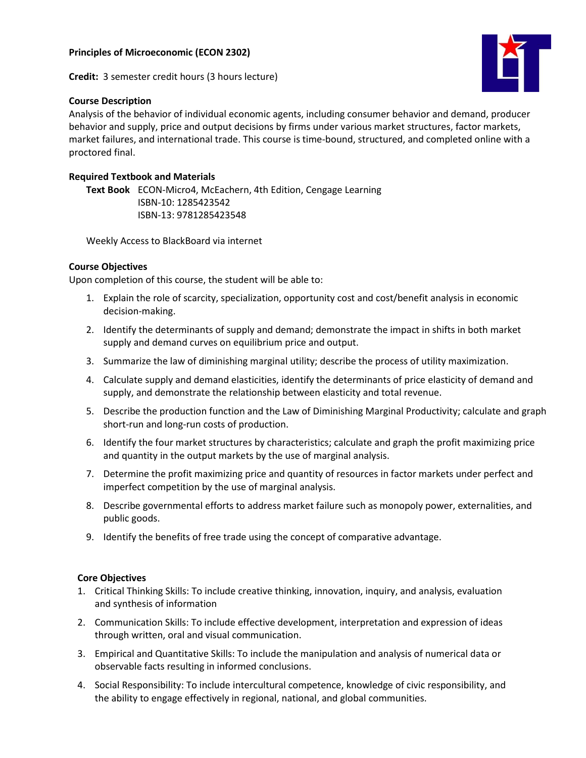# Principles of Microeconomic (ECON 2302)

**Credit:** 3 semester credit hours (3 hours lecture)

## Course Description

Analysis of the behavior of individual economic agents, including consumer behavior and demand, producer behavior and supply, price and output decisions by firms under various market structures, factor markets, market failures, and international trade. This course is time-bound, structured, and completed online with a proctored final.

## Required Textbook and Materials

**Text Book** ECON-Micro4, McEachern, 4th Edition, Cengage Learning
ISBN-10: 1285423542
ISBN-13: 9781285423548

Weekly Access to BlackBoard via internet

## Course Objectives

Upon completion of this course, the student will be able to:

1. Explain the role of scarcity, specialization, opportunity cost and cost/benefit analysis in economic decision-making.
2. Identify the determinants of supply and demand; demonstrate the impact in shifts in both market supply and demand curves on equilibrium price and output.
3. Summarize the law of diminishing marginal utility; describe the process of utility maximization.
4. Calculate supply and demand elasticities, identify the determinants of price elasticity of demand and supply, and demonstrate the relationship between elasticity and total revenue.
5. Describe the production function and the Law of Diminishing Marginal Productivity; calculate and graph short-run and long-run costs of production.
6. Identify the four market structures by characteristics; calculate and graph the profit maximizing price and quantity in the output markets by the use of marginal analysis.
7. Determine the profit maximizing price and quantity of resources in factor markets under perfect and imperfect competition by the use of marginal analysis.
8. Describe governmental efforts to address market failure such as monopoly power, externalities, and public goods.
9. Identify the benefits of free trade using the concept of comparative advantage.

## Core Objectives

1. Critical Thinking Skills: To include creative thinking, innovation, inquiry, and analysis, evaluation and synthesis of information
2. Communication Skills: To include effective development, interpretation and expression of ideas through written, oral and visual communication.
3. Empirical and Quantitative Skills: To include the manipulation and analysis of numerical data or observable facts resulting in informed conclusions.
4. Social Responsibility: To include intercultural competence, knowledge of civic responsibility, and the ability to engage effectively in regional, national, and global communities.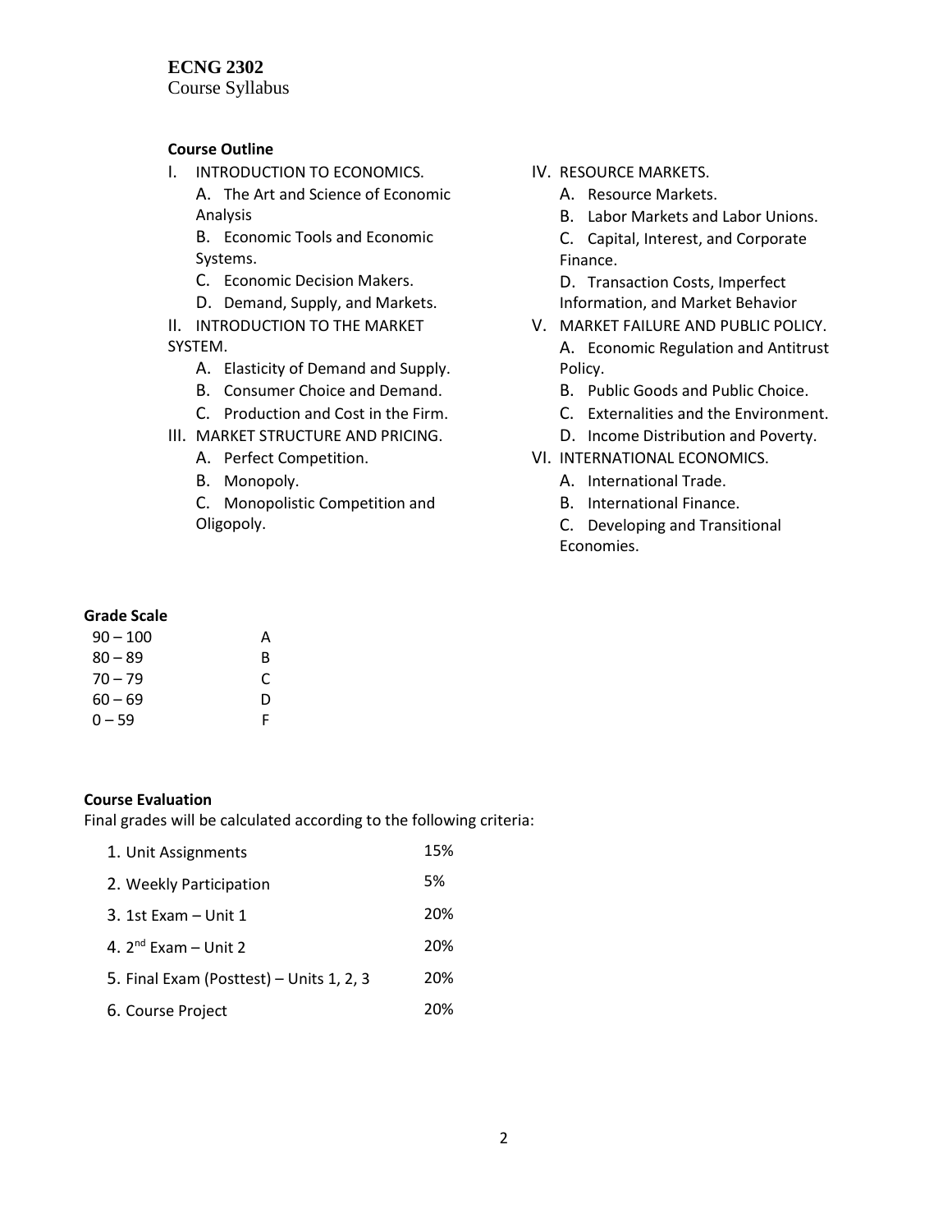**ECNG 2302**
Course Syllabus

**Course Outline**

I. INTRODUCTION TO ECONOMICS.
   A. The Art and Science of Economic Analysis
   B. Economic Tools and Economic Systems.
   C. Economic Decision Makers.
   D. Demand, Supply, and Markets.

II. INTRODUCTION TO THE MARKET SYSTEM.
   A. Elasticity of Demand and Supply.
   B. Consumer Choice and Demand.
   C. Production and Cost in the Firm.

III. MARKET STRUCTURE AND PRICING.
   A. Perfect Competition.
   B. Monopoly.
   C. Monopolistic Competition and Oligopoly.

IV. RESOURCE MARKETS.
   A. Resource Markets.
   B. Labor Markets and Labor Unions.
   C. Capital, Interest, and Corporate Finance.
   D. Transaction Costs, Imperfect Information, and Market Behavior

V. MARKET FAILURE AND PUBLIC POLICY.
   A. Economic Regulation and Antitrust Policy.
   B. Public Goods and Public Choice.
   C. Externalities and the Environment.
   D. Income Distribution and Poverty.

VI. INTERNATIONAL ECONOMICS.
   A. International Trade.
   B. International Finance.
   C. Developing and Transitional Economies.

**Grade Scale**

| | |
|---|---|
| 90 – 100 | A |
| 80 – 89 | B |
| 70 – 79 | C |
| 60 – 69 | D |
| 0 – 59 | F |

**Course Evaluation**

Final grades will be calculated according to the following criteria:

| | |
|---|---|
| 1. Unit Assignments | 15% |
| 2. Weekly Participation | 5% |
| 3. 1st Exam – Unit 1 | 20% |
| 4. 2nd Exam – Unit 2 | 20% |
| 5. Final Exam (Posttest) – Units 1, 2, 3 | 20% |
| 6. Course Project | 20% |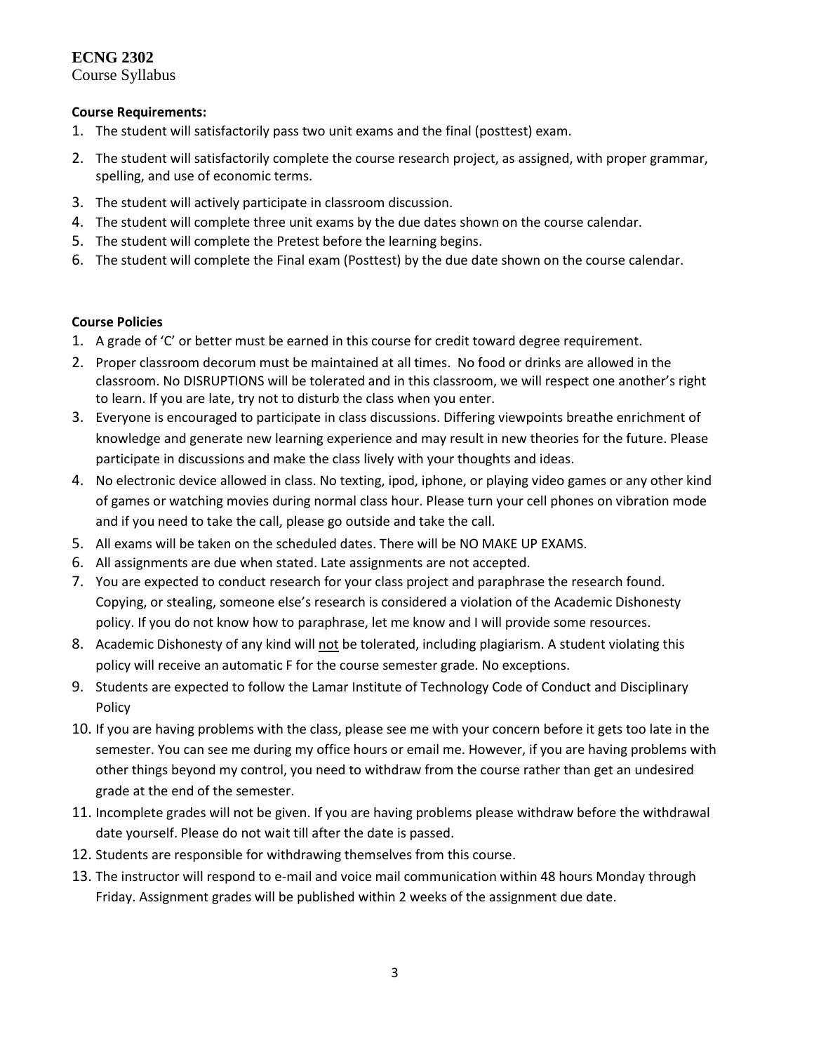**ECNG 2302**
Course Syllabus

**Course Requirements:**

1. The student will satisfactorily pass two unit exams and the final (posttest) exam.
2. The student will satisfactorily complete the course research project, as assigned, with proper grammar, spelling, and use of economic terms.
3. The student will actively participate in classroom discussion.
4. The student will complete three unit exams by the due dates shown on the course calendar.
5. The student will complete the Pretest before the learning begins.
6. The student will complete the Final exam (Posttest) by the due date shown on the course calendar.

**Course Policies**

1. A grade of 'C' or better must be earned in this course for credit toward degree requirement.
2. Proper classroom decorum must be maintained at all times. No food or drinks are allowed in the classroom. No DISRUPTIONS will be tolerated and in this classroom, we will respect one another's right to learn. If you are late, try not to disturb the class when you enter.
3. Everyone is encouraged to participate in class discussions. Differing viewpoints breathe enrichment of knowledge and generate new learning experience and may result in new theories for the future. Please participate in discussions and make the class lively with your thoughts and ideas.
4. No electronic device allowed in class. No texting, ipod, iphone, or playing video games or any other kind of games or watching movies during normal class hour. Please turn your cell phones on vibration mode and if you need to take the call, please go outside and take the call.
5. All exams will be taken on the scheduled dates. There will be NO MAKE UP EXAMS.
6. All assignments are due when stated. Late assignments are not accepted.
7. You are expected to conduct research for your class project and paraphrase the research found. Copying, or stealing, someone else's research is considered a violation of the Academic Dishonesty policy. If you do not know how to paraphrase, let me know and I will provide some resources.
8. Academic Dishonesty of any kind will <u>not</u> be tolerated, including plagiarism. A student violating this policy will receive an automatic F for the course semester grade. No exceptions.
9. Students are expected to follow the Lamar Institute of Technology Code of Conduct and Disciplinary Policy
10. If you are having problems with the class, please see me with your concern before it gets too late in the semester. You can see me during my office hours or email me. However, if you are having problems with other things beyond my control, you need to withdraw from the course rather than get an undesired grade at the end of the semester.
11. Incomplete grades will not be given. If you are having problems please withdraw before the withdrawal date yourself. Please do not wait till after the date is passed.
12. Students are responsible for withdrawing themselves from this course.
13. The instructor will respond to e-mail and voice mail communication within 48 hours Monday through Friday. Assignment grades will be published within 2 weeks of the assignment due date.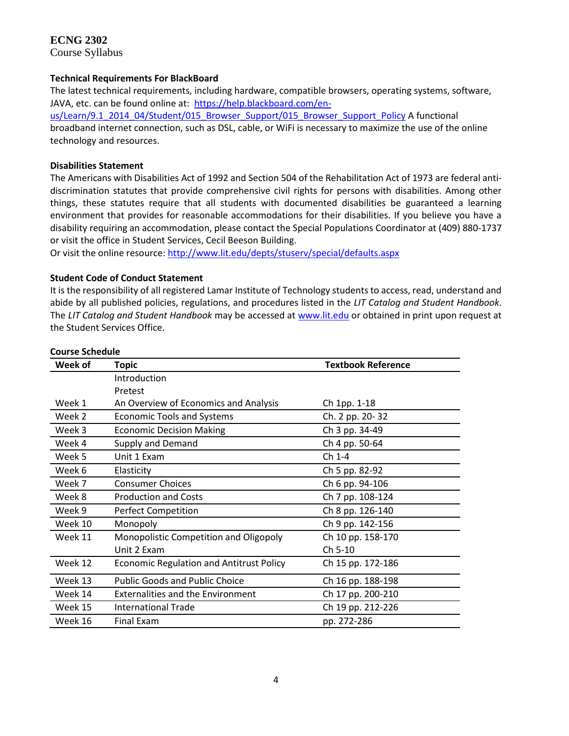**ECNG 2302**
Course Syllabus

**Technical Requirements For BlackBoard**

The latest technical requirements, including hardware, compatible browsers, operating systems, software, JAVA, etc. can be found online at: [https://help.blackboard.com/en-us/Learn/9.1_2014_04/Student/015_Browser_Support/015_Browser_Support_Policy](https://help.blackboard.com/en-us/Learn/9.1_2014_04/Student/015_Browser_Support/015_Browser_Support_Policy) A functional broadband internet connection, such as DSL, cable, or WiFi is necessary to maximize the use of the online technology and resources.

**Disabilities Statement**

The Americans with Disabilities Act of 1992 and Section 504 of the Rehabilitation Act of 1973 are federal anti-discrimination statutes that provide comprehensive civil rights for persons with disabilities. Among other things, these statutes require that all students with documented disabilities be guaranteed a learning environment that provides for reasonable accommodations for their disabilities. If you believe you have a disability requiring an accommodation, please contact the Special Populations Coordinator at (409) 880-1737 or visit the office in Student Services, Cecil Beeson Building.
Or visit the online resource: [http://www.lit.edu/depts/stuserv/special/defaults.aspx](http://www.lit.edu/depts/stuserv/special/defaults.aspx)

**Student Code of Conduct Statement**

It is the responsibility of all registered Lamar Institute of Technology students to access, read, understand and abide by all published policies, regulations, and procedures listed in the *LIT Catalog and Student Handbook*. The *LIT Catalog and Student Handbook* may be accessed at [www.lit.edu](http://www.lit.edu) or obtained in print upon request at the Student Services Office.

**Course Schedule**

| Week of | Topic | Textbook Reference |
|---|---|---|
| | Introduction | |
| | Pretest | |
| Week 1 | An Overview of Economics and Analysis | Ch 1pp. 1-18 |
| Week 2 | Economic Tools and Systems | Ch. 2 pp. 20- 32 |
| Week 3 | Economic Decision Making | Ch 3 pp. 34-49 |
| Week 4 | Supply and Demand | Ch 4 pp. 50-64 |
| Week 5 | Unit 1 Exam | Ch 1-4 |
| Week 6 | Elasticity | Ch 5 pp. 82-92 |
| Week 7 | Consumer Choices | Ch 6 pp. 94-106 |
| Week 8 | Production and Costs | Ch 7 pp. 108-124 |
| Week 9 | Perfect Competition | Ch 8 pp. 126-140 |
| Week 10 | Monopoly | Ch 9 pp. 142-156 |
| Week 11 | Monopolistic Competition and Oligopoly | Ch 10 pp. 158-170 |
| | Unit 2 Exam | Ch 5-10 |
| Week 12 | Economic Regulation and Antitrust Policy | Ch 15 pp. 172-186 |
| Week 13 | Public Goods and Public Choice | Ch 16 pp. 188-198 |
| Week 14 | Externalities and the Environment | Ch 17 pp. 200-210 |
| Week 15 | International Trade | Ch 19 pp. 212-226 |
| Week 16 | Final Exam | pp. 272-286 |